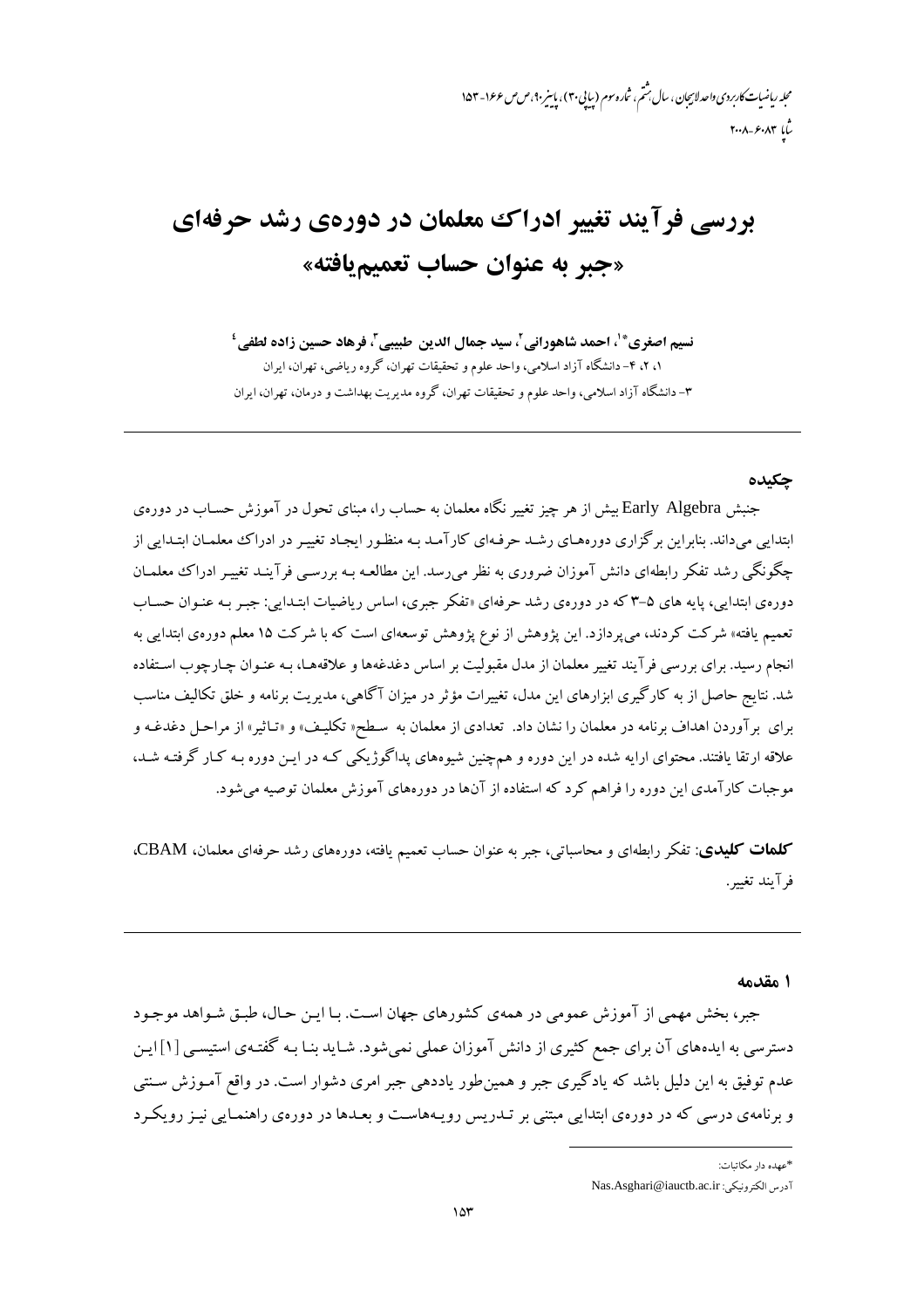# بررسی فرآیند تغییر ادراک معلمان در دوره‌ی رشد حرفه‌ای «جبر به عنوان حساب تعمیم‌یافته»

**نسیم اصغری*[1]، احمد شاهورانی[2]، سید جمال الدین طبیبی[3]، فرهاد حسین زاده لطفی[4]**

۱، ۲، ۴- دانشگاه آزاد اسلامی، واحد علوم و تحقیقات تهران، گروه ریاضی، تهران، ایران

۳- دانشگاه آزاد اسلامی، واحد علوم و تحقیقات تهران، گروه مدیریت بهداشت و درمان، تهران، ایران

---

### چکیده

جنبش Early Algebra بیش از هر چیز تغییر نگاه معلمان به حساب را، مبنای تحول در آموزش حساب در دوره‌ی ابتدایی می‌داند. بنابراین برگزاری دوره‌های رشد حرفه‌ای کارآمد به منظور ایجاد تغییر در ادراک معلمان ابتدایی از چگونگی رشد تفکر رابطه‌ای دانش آموزان ضروری به نظر می‌رسد. این مطالعه به بررسی فرآیند تغییر ادراک معلمان دوره‌ی ابتدایی، پایه های ۵-۳ که در دوره‌ی رشد حرفه‌ای «تفکر جبری، اساس ریاضیات ابتدایی: جبر به عنوان حساب تعمیم یافته» شرکت کردند، می‌پردازد. این پژوهش از نوع پژوهش توسعه‌ای است که با شرکت ۱۵ معلم دوره‌ی ابتدایی به انجام رسید. برای بررسی فرآیند تغییر معلمان از مدل مقبولیت بر اساس دغدغه‌ها و علاقه‌ها، به عنوان چارچوب استفاده شد. نتایج حاصل از به کارگیری ابزارهای این مدل، تغییرات مؤثر در میزان آگاهی، مدیریت برنامه و خلق تکالیف مناسب برای برآوردن اهداف برنامه در معلمان را نشان داد. تعدادی از معلمان به سطح« تکلیف» و «تاثیر» از مراحل دغدغه و علاقه ارتقا یافتند. محتوای ارایه شده در این دوره و هم‌چنین شیوه‌های پداگوژیکی که در این دوره به کار گرفته شد، موجبات کارآمدی این دوره را فراهم کرد که استفاده از آن‌ها در دوره‌های آموزش معلمان توصیه می‌شود.

**کلمات کلیدی**: تفکر رابطه‌ای و محاسباتی، جبر به عنوان حساب تعمیم یافته، دوره‌های رشد حرفه‌ای معلمان، CBAM، فرآیند تغییر.

---

### ۱ مقدمه

جبر، بخش مهمی از آموزش عمومی در همه‌ی کشورهای جهان است. با این حال، طبق شواهد موجود دسترسی به ایده‌های آن برای جمع کثیری از دانش آموزان عملی نمی‌شود. شاید بنا به گفته‌ی استیسی [1] این عدم توفیق به این دلیل باشد که یادگیری جبر و همین‌طور یاددهی جبر امری دشوار است. در واقع آموزش سنتی و برنامه‌ی درسی که در دوره‌ی ابتدایی مبتنی بر تدریس رویه‌هاست و بعدها در دوره‌ی راهنمایی نیز رویکرد

---

*عهده دار مکاتبات:

آدرس الکترونیکی: Nas.Asghari@iauctb.ac.ir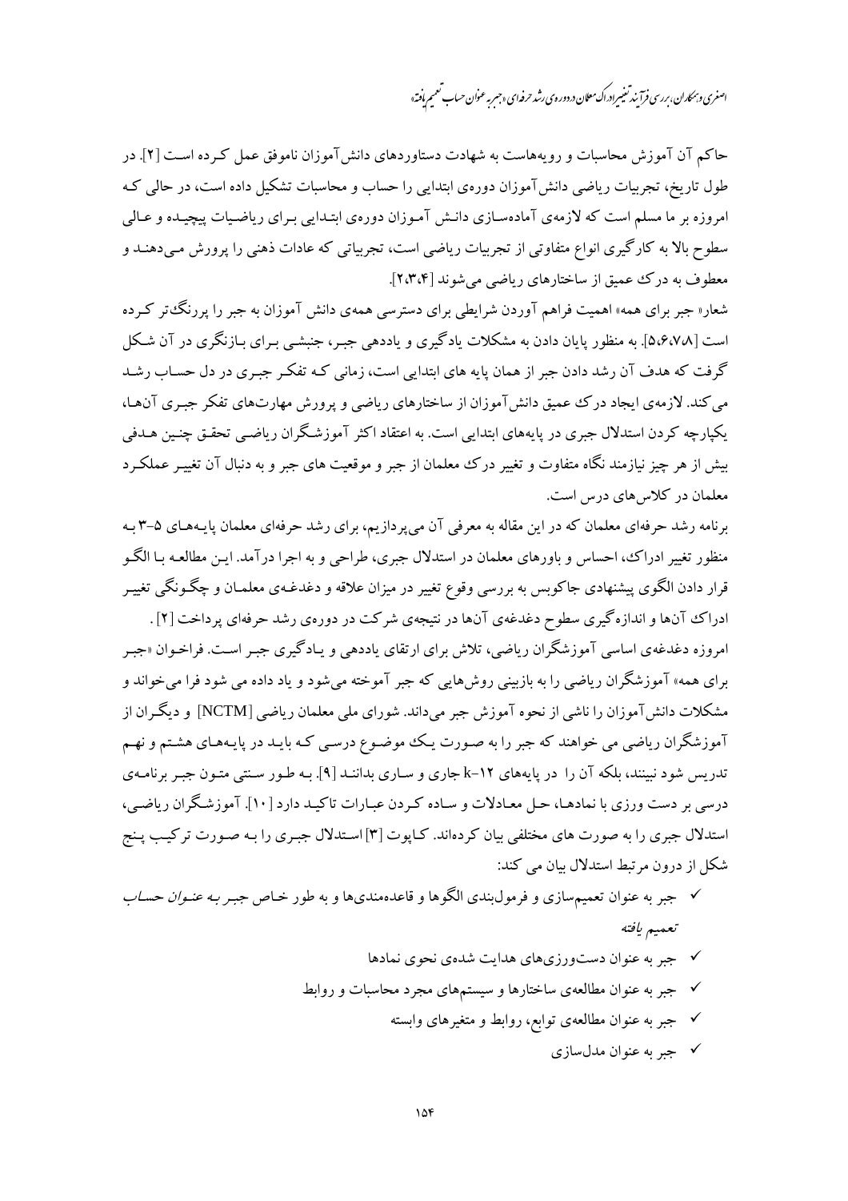حاکم آن آموزش محاسبات و رویه‌هاست به شهادت دستاوردهای دانش‌آموزان ناموفق عمل کرده است [۲]. در طول تاریخ، تجربیات ریاضی دانش‌آموزان دوره‌ی ابتدایی را حساب و محاسبات تشکیل داده است، در حالی که امروزه بر ما مسلم است که لازمه‌ی آماده‌سازی دانش آموزان دوره‌ی ابتدایی برای ریاضیات پیچیده و عالی سطوح بالا به کارگیری انواع متفاوتی از تجربیات ریاضی است، تجربیاتی که عادات ذهنی را پرورش می‌دهند و معطوف به درک عمیق از ساختارهای ریاضی می‌شوند [۲،۳،۴].

شعار« جبر برای همه» اهمیت فراهم آوردن شرایطی برای دسترسی همه‌ی دانش آموزان به جبر را پررنگ‌تر کرده است [۵،۶،۷،۸]. به منظور پایان دادن به مشکلات یادگیری و یاددهی جبر، جنبشی برای بازنگری در آن شکل گرفت که هدف آن رشد دادن جبر از همان پایه های ابتدایی است، زمانی که تفکر جبری در دل حساب رشد می‌کند. لازمه‌ی ایجاد درک عمیق دانش‌آموزان از ساختارهای ریاضی و پرورش مهارت‌های تفکر جبری آن‌ها، یکپارچه کردن استدلال جبری در پایه‌های ابتدایی است. به اعتقاد اکثر آموزشگران ریاضی تحقق چنین هدفی بیش از هر چیز نیازمند نگاه متفاوت و تغییر درک معلمان از جبر و موقعیت های جبر و به دنبال آن تغییر عملکرد معلمان در کلاس‌های درس است.

برنامه رشد حرفه‌ای معلمان که در این مقاله به معرفی آن می‌پردازیم، برای رشد حرفه‌ای معلمان پایه‌های ۵-۳ به منظور تغییر ادراک، احساس و باورهای معلمان در استدلال جبری، طراحی و به اجرا درآمد. این مطالعه با الگو قرار دادن الگوی پیشنهادی جاکوبس به بررسی وقوع تغییر در میزان علاقه و دغدغه‌ی معلمان و چگونگی تغییر ادراک آن‌ها و اندازه‌گیری سطوح دغدغه‌ی آن‌ها در نتیجه‌ی شرکت در دوره‌ی رشد حرفه‌ای پرداخت [۲].

امروزه دغدغه‌ی اساسی آموزشگران ریاضی، تلاش برای ارتقای یاددهی و یادگیری جبر است. فراخوان «جبر برای همه» آموزشگران ریاضی را به بازبینی روش‌هایی که جبر آموخته می‌شود و یاد داده می شود فرا می‌خواند و مشکلات دانش‌آموزان را ناشی از نحوه آموزش جبر می‌داند. شورای ملی معلمان ریاضی [NCTM] و دیگران از آموزشگران ریاضی می خواهند که جبر را به صورت یک موضوع درسی که باید در پایه‌های هشتم و نهم تدریس شود نبینند، بلکه آن را در پایه‌های k-۱۲ جاری و ساری بدانند [۹]. به طور سنتی متون جبر برنامه‌ی درسی بر دست ورزی با نمادها، حل معادلات و ساده کردن عبارات تاکید دارد [۱۰]. آموزشگران ریاضی، استدلال جبری را به صورت های مختلفی بیان کرده‌اند. کاپوت [۳] استدلال جبری را به صورت ترکیب پنج شکل از درون مرتبط استدلال بیان می کند:

- ✓ جبر به عنوان تعمیم‌سازی و فرمول‌بندی الگوها و قاعده‌مندی‌ها و به طور خاص *جبر به عنوان حساب تعمیم یافته*
- ✓ جبر به عنوان دست‌ورزی‌های هدایت شده‌ی نحوی نمادها
- ✓ جبر به عنوان مطالعه‌ی ساختارها و سیستم‌های مجرد محاسبات و روابط
- ✓ جبر به عنوان مطالعه‌ی توابع، روابط و متغیرهای وابسته
- ✓ جبر به عنوان مدل‌سازی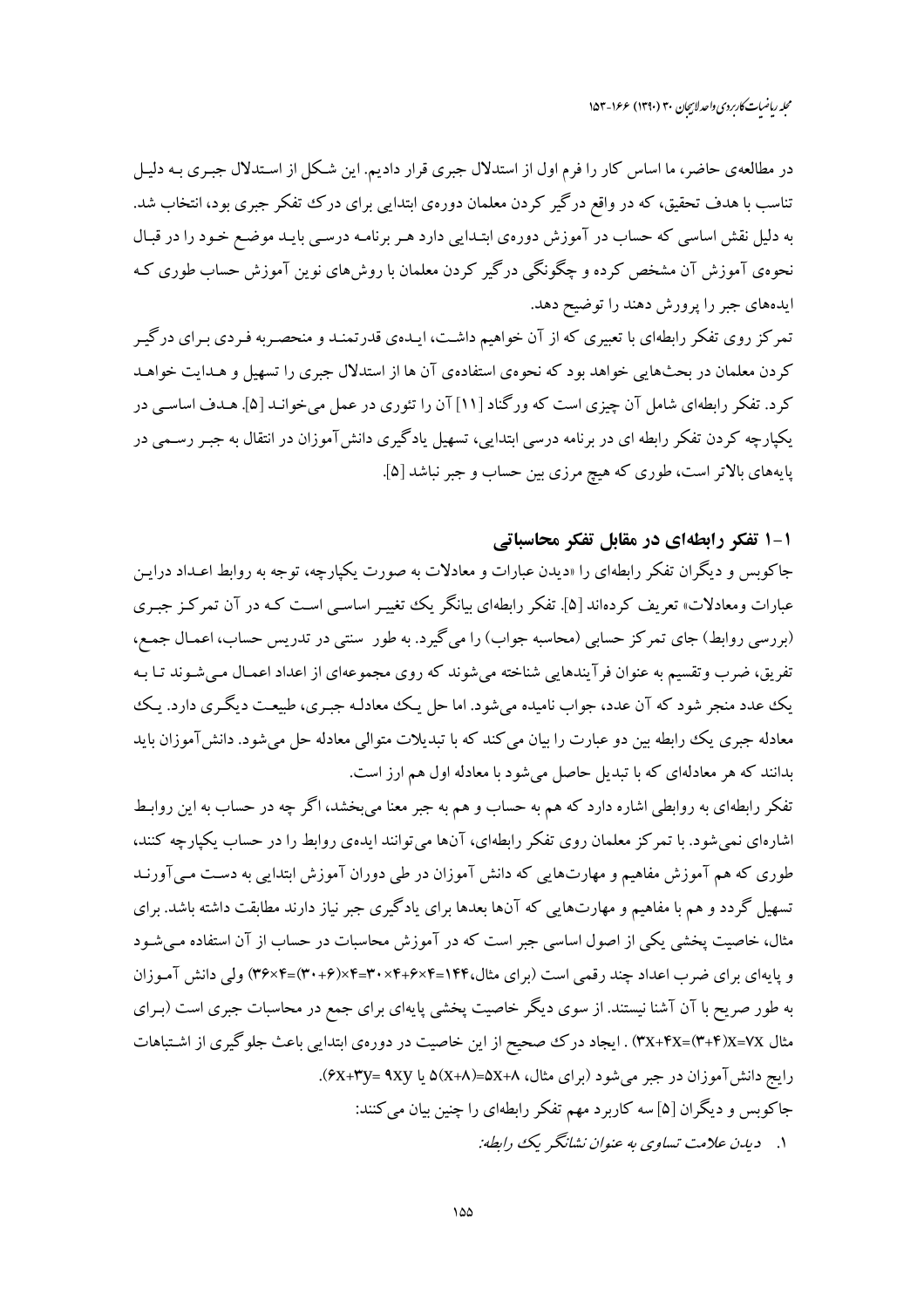در مطالعه‌ی حاضر، ما اساس کار را فرم اول از استدلال جبری قرار دادیم. این شکل از استدلال جبری به دلیل تناسب با هدف تحقیق، که در واقع درگیر کردن معلمان دوره‌ی ابتدایی برای درک تفکر جبری بود، انتخاب شد. به دلیل نقش اساسی که حساب در آموزش دوره‌ی ابتدایی دارد هر برنامه درسی باید موضع خود را در قبال نحوه‌ی آموزش آن مشخص کرده و چگونگی درگیر کردن معلمان با روش‌های نوین آموزش حساب طوری که ایده‌های جبر را پرورش دهند را توضیح دهد.

تمرکز روی تفکر رابطه‌ای با تعبیری که از آن خواهیم داشت، ایده‌ی قدرتمند و منحصربه فردی برای درگیر کردن معلمان در بحث‌هایی خواهد بود که نحوه‌ی استفاده‌ی آن ها از استدلال جبری را تسهیل و هدایت خواهد کرد. تفکر رابطه‌ای شامل آن چیزی است که ورگناد [۱۱] آن را تئوری در عمل می‌خواند [۵]. هدف اساسی در یکپارچه کردن تفکر رابطه ای در برنامه درسی ابتدایی، تسهیل یادگیری دانش‌آموزان در انتقال به جبر رسمی در پایه‌های بالاتر است، طوری که هیچ مرزی بین حساب و جبر نباشد [۵].

## ۱-۱ تفکر رابطه‌ای در مقابل تفکر محاسباتی

جاکوبس و دیگران تفکر رابطه‌ای را «دیدن عبارات و معادلات به صورت یکپارچه، توجه به روابط اعداد دراین عبارات ومعادلات» تعریف کرده‌اند [۵]. تفکر رابطه‌ای بیانگر یک تغییر اساسی است که در آن تمرکز جبری (بررسی روابط) جای تمرکز حسابی (محاسبه جواب) را می‌گیرد. به طور سنتی در تدریس حساب، اعمال جمع، تفریق، ضرب وتقسیم به عنوان فرآیندهایی شناخته می‌شوند که روی مجموعه‌ای از اعداد اعمال می‌شوند تا به یک عدد منجر شود که آن عدد، جواب نامیده می‌شود. اما حل یک معادله جبری، طبیعت دیگری دارد. یک معادله جبری یک رابطه بین دو عبارت را بیان می‌کند که با تبدیلات متوالی معادله حل می‌شود. دانش‌آموزان باید بدانند که هر معادله‌ای که با تبدیل حاصل می‌شود با معادله اول هم ارز است.

تفکر رابطه‌ای به روابطی اشاره دارد که هم به حساب و هم به جبر معنا می‌بخشد، اگر چه در حساب به این روابط اشاره‌ای نمی‌شود. با تمرکز معلمان روی تفکر رابطه‌ای، آن‌ها می‌توانند ایده‌ی روابط را در حساب یکپارچه کنند، طوری که هم آموزش مفاهیم و مهارت‌هایی که دانش آموزان در طی دوران آموزش ابتدایی به دست می‌آورند تسهیل گردد و هم با مفاهیم و مهارت‌هایی که آن‌ها بعدها برای یادگیری جبر نیاز دارند مطابقت داشته باشد. برای مثال، خاصیت پخشی یکی از اصول اساسی جبر است که در آموزش محاسبات در حساب از آن استفاده می‌شود و پایه‌ای برای ضرب اعداد چند رقمی است (برای مثال، $۱۴۴=۴\times۶+۴\times۳۰=۴\times(۶+۳۰)=۳۶\times۴$) ولی دانش آموزان به طور صریح با آن آشنا نیستند. از سوی دیگر خاصیت پخشی پایه‌ای برای جمع در محاسبات جبری است (برای مثال $۳x+۴x=(۳+۴)x=۷x$) . ایجاد درک صحیح از این خاصیت در دوره‌ی ابتدایی باعث جلوگیری از اشتباهات رایج دانش‌آموزان در جبر می‌شود (برای مثال، $۵(x+۸)=۵x+۸$ یا $۶x+۳y=۹xy$).

جاکوبس و دیگران [۵] سه کاربرد مهم تفکر رابطه‌ای را چنین بیان می‌کنند:

۱. *دیدن علامت تساوی به عنوان نشانگر یک رابطه:*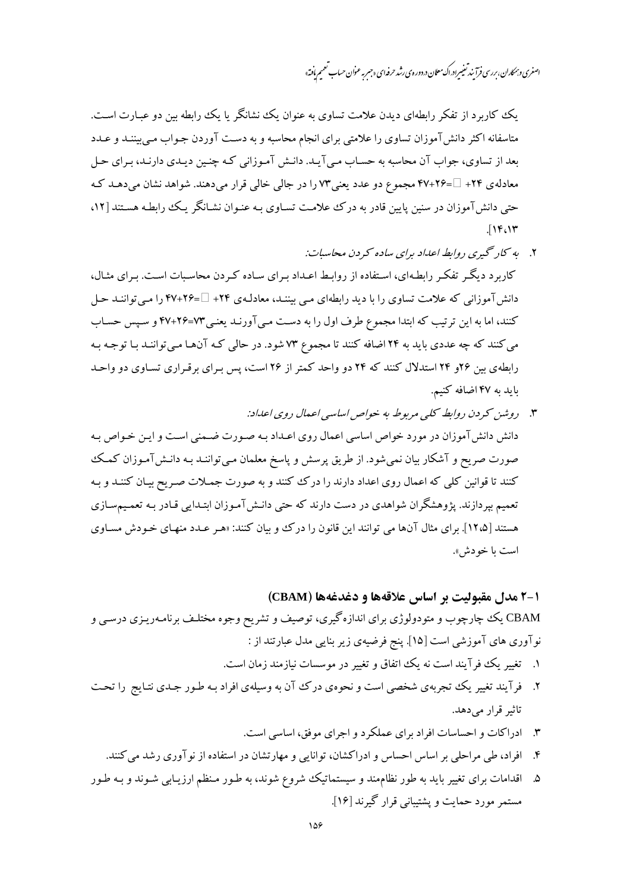یک کاربرد از تفکر رابطه‌ای دیدن علامت تساوی به عنوان یک نشانگر یا یک رابطه بین دو عبارت است. متاسفانه اکثر دانش‌آموزان تساوی را علامتی برای انجام محاسبه و به دست آوردن جواب می‌بینند و عدد بعد از تساوی، جواب آن محاسبه به حساب می‌آید. دانش آموزانی که چنین دیدی دارند، برای حل معادله‌ی ۲۴+ □=۲۶+۴۷ مجموع دو عدد یعنی ۷۳ را در جالی خالی قرار می‌دهند. شواهد نشان می‌دهد که حتی دانش‌آموزان در سنین پایین قادر به درک علامت تساوی به عنوان نشانگر یک رابطه هستند [۱۲، ۱۴،۱۳].

۲. *به کارگیری روابط اعداد برای ساده کردن محاسبات:*

کاربرد دیگر تفکر رابطه‌ای، استفاده از روابط اعداد برای ساده کردن محاسبات است. برای مثال، دانش‌آموزانی که علامت تساوی را با دید رابطه‌ای می بینند، معادله‌ی ۲۴+ □=۲۶+۴۷ را می‌توانند حل کنند، اما به این ترتیب که ابتدا مجموع طرف اول را به دست می‌آورند یعنی ۷۳=۲۶+۴۷ و سپس حساب می‌کنند که چه عددی باید به ۲۴ اضافه کنند تا مجموع ۷۳ شود. در حالی که آنها می‌توانند با توجه به رابطه‌ی بین ۲۶و ۲۴ استدلال کنند که ۲۴ دو واحد کمتر از ۲۶ است، پس برای برقراری تساوی دو واحد باید به ۴۷ اضافه کنیم.

۳. *روشن کردن روابط کلی مربوط به خواص اساسی اعمال روی اعداد:*

دانش دانش‌آموزان در مورد خواص اساسی اعمال روی اعداد به صورت ضمنی است و این خواص به صورت صریح و آشکار بیان نمی‌شود. از طریق پرسش و پاسخ معلمان می‌توانند به دانش‌آموزان کمک کنند تا قوانین کلی که اعمال روی اعداد دارند را درک کنند و به صورت جملات صریح بیان کنند و به تعمیم بپردازند. پژوهشگران شواهدی در دست دارند که حتی دانش‌آموزان ابتدایی قادر به تعمیم‌سازی هستند [۱۲،۵]. برای مثال آن‌ها می توانند این قانون را درک و بیان کنند: «هر عدد منهای خودش مساوی است با خودش».

## ۲-۱ مدل مقبولیت بر اساس علاقه‌ها و دغدغه‌ها (CBAM)

CBAM یک چارچوب و متودولوژی برای اندازه‌گیری، توصیف و تشریح وجوه مختلف برنامه‌ریزی درسی و نوآوری های آموزشی است [۱۵]. پنج فرضیه‌ی زیر بنایی مدل عبارتند از :

۱. تغییر یک فرآیند است نه یک اتفاق و تغییر در موسسات نیازمند زمان است.
۲. فرآیند تغییر یک تجربه‌ی شخصی است و نحوه‌ی درک آن به وسیله‌ی افراد به طور جدی نتایج را تحت تاثیر قرار می‌دهد.
۳. ادراکات و احساسات افراد برای عملکرد و اجرای موفق، اساسی است.
۴. افراد، طی مراحلی بر اساس احساس و ادراکشان، توانایی و مهارتشان در استفاده از نوآوری رشد می‌کنند.
۵. اقدامات برای تغییر باید به طور نظام‌مند و سیستماتیک شروع شوند، به طور منظم ارزیابی شوند و به طور مستمر مورد حمایت و پشتیبانی قرار گیرند [۱۶].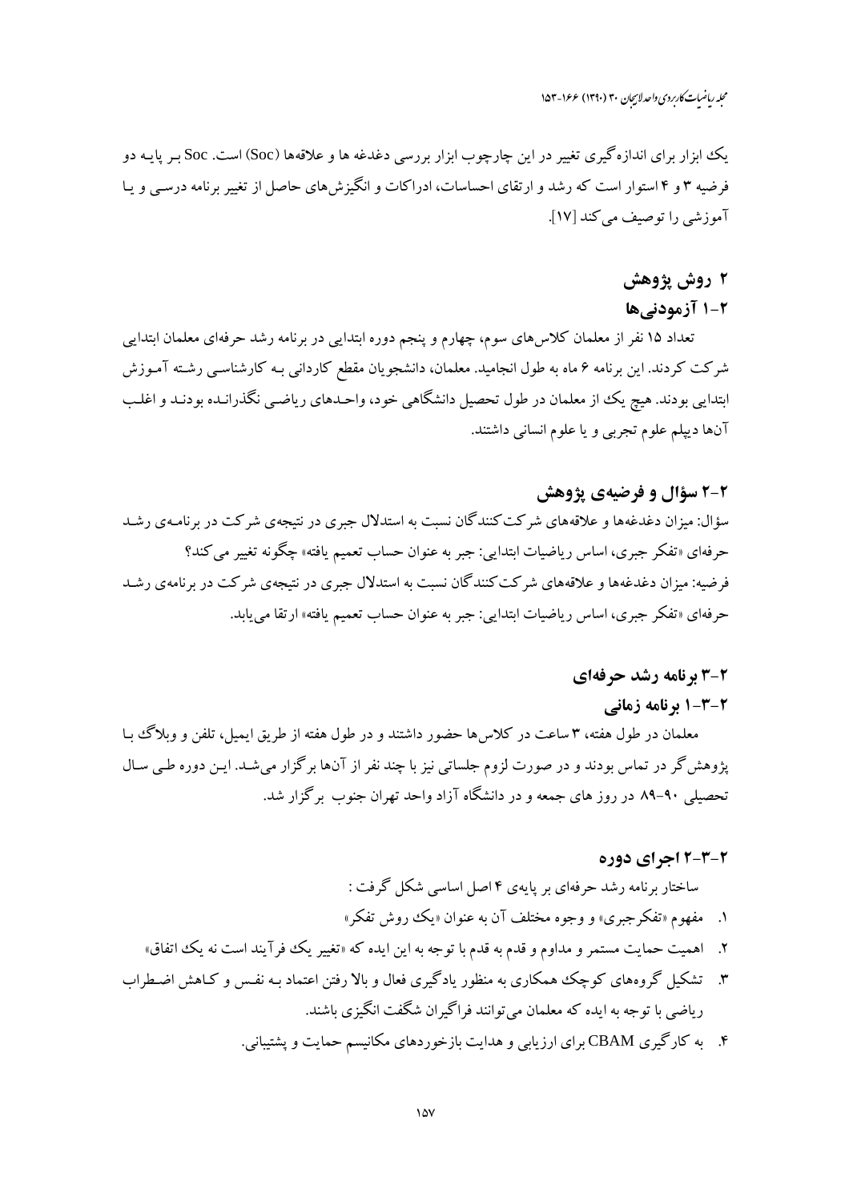یک ابزار برای اندازه‌گیری تغییر در این چارچوب ابزار بررسی دغدغه ها و علاقه‌ها (Soc) است. Soc بر پایه دو فرضیه ۳ و ۴ استوار است که رشد و ارتقای احساسات، ادراکات و انگیزش‌های حاصل از تغییر برنامه درسی و یا آموزشی را توصیف می‌کند [۱۷].

# ۲ روش پژوهش

## ۲-۱ آزمودنی‌ها

تعداد ۱۵ نفر از معلمان کلاس‌های سوم، چهارم و پنجم دوره ابتدایی در برنامه رشد حرفه‌ای معلمان ابتدایی شرکت کردند. این برنامه ۶ ماه به طول انجامید. معلمان، دانشجویان مقطع کاردانی بـه کارشناسـی رشـته آمـوزش ابتدایی بودند. هیچ یک از معلمان در طول تحصیل دانشگاهی خود، واحـدهای ریاضـی نگذرانـده بودنـد و اغلـب آن‌ها دیپلم علوم تجربی و یا علوم انسانی داشتند.

## ۲-۲ سؤال و فرضیه‌ی پژوهش

سؤال: میزان دغدغه‌ها و علاقه‌های شرکت‌کنندگان نسبت به استدلال جبری در نتیجه‌ی شرکت در برنامـه‌ی رشـد حرفه‌ای «تفکر جبری، اساس ریاضیات ابتدایی: جبر به عنوان حساب تعمیم یافته» چگونه تغییر می‌کند؟

فرضیه: میزان دغدغه‌ها و علاقه‌های شرکت‌کنندگان نسبت به استدلال جبری در نتیجه‌ی شرکت در برنامه‌ی رشـد حرفه‌ای «تفکر جبری، اساس ریاضیات ابتدایی: جبر به عنوان حساب تعمیم یافته» ارتقا می‌یابد.

## ۲-۳ برنامه رشد حرفه‌ای

### ۲-۳-۱ برنامه زمانی

معلمان در طول هفته، ۳ ساعت در کلاس‌ها حضور داشتند و در طول هفته از طریق ایمیل، تلفن و وبلاگ بـا پژوهش‌گر در تماس بودند و در صورت لزوم جلساتی نیز با چند نفر از آن‌ها برگزار می‌شـد. ایـن دوره طـی سـال تحصیلی ۹۰-۸۹ در روز های جمعه و در دانشگاه آزاد واحد تهران جنوب برگزار شد.

### ۲-۳-۲ اجرای دوره

ساختار برنامه رشد حرفه‌ای بر پایه‌ی ۴ اصل اساسی شکل گرفت :

۱. مفهوم «تفکرجبری» و وجوه مختلف آن به عنوان «یک روش تفکر»
۲. اهمیت حمایت مستمر و مداوم و قدم به قدم با توجه به این ایده که «تغییر یک فرآیند است نه یک اتفاق»
۳. تشکیل گروه‌های کوچک همکاری به منظور یادگیری فعال و بالا رفتن اعتماد بـه نفـس و کـاهش اضـطراب ریاضی با توجه به ایده که معلمان می‌توانند فراگیران شگفت انگیزی باشند.
۴. به کارگیری CBAM برای ارزیابی و هدایت بازخوردهای مکانیسم حمایت و پشتیبانی.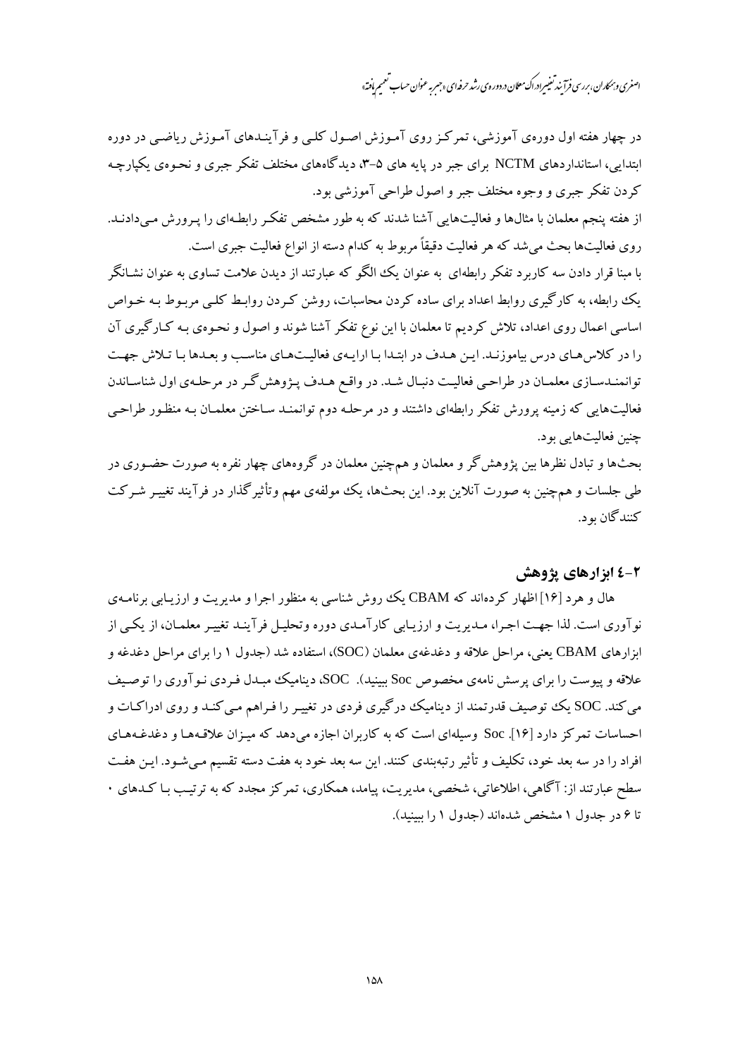در چهار هفته اول دوره‌ی آموزشی، تمرکز روی آموزش اصول کلی و فرآیندهای آموزش ریاضی در دوره ابتدایی، استانداردهای NCTM برای جبر در پایه های ۵-۳، دیدگاه‌های مختلف تفکر جبری و نحوه‌ی یکپارچه کردن تفکر جبری و وجوه مختلف جبر و اصول طراحی آموزشی بود.

از هفته پنجم معلمان با مثال‌ها و فعالیت‌هایی آشنا شدند که به طور مشخص تفکر رابطه‌ای را پرورش می‌دادند. روی فعالیت‌ها بحث می‌شد که هر فعالیت دقیقاً مربوط به کدام دسته از انواع فعالیت جبری است.

با مبنا قرار دادن سه کاربرد تفکر رابطه‌ای به عنوان یک الگو که عبارتند از دیدن علامت تساوی به عنوان نشانگر یک رابطه، به کارگیری روابط اعداد برای ساده کردن محاسبات، روشن کردن روابط کلی مربوط به خواص اساسی اعمال روی اعداد، تلاش کردیم تا معلمان با این نوع تفکر آشنا شوند و اصول و نحوه‌ی به کارگیری آن را در کلاس‌های درس بیاموزند. این هدف در ابتدا با ارایه‌ی فعالیت‌های مناسب و بعدها با تلاش جهت توانمندسازی معلمان در طراحی فعالیت دنبال شد. در واقع هدف پژوهش‌گر در مرحله‌ی اول شناساندن فعالیت‌هایی که زمینه پرورش تفکر رابطه‌ای داشتند و در مرحله دوم توانمند ساختن معلمان به منظور طراحی چنین فعالیت‌هایی بود.

بحث‌ها و تبادل نظرها بین پژوهش‌گر و معلمان و هم‌چنین معلمان در گروه‌های چهار نفره به صورت حضوری در طی جلسات و هم‌چنین به صورت آنلاین بود. این بحث‌ها، یک مولفه‌ی مهم وتأثیرگذار در فرآیند تغییر شرکت کنندگان بود.

## ۲-۴ ابزارهای پژوهش

هال و هرد [۱۶] اظهار کرده‌اند که CBAM یک روش شناسی به منظور اجرا و مدیریت و ارزیابی برنامه‌ی نوآوری است. لذا جهت اجرا، مدیریت و ارزیابی کارآمدی دوره وتحلیل فرآیند تغییر معلمان، از یکی از ابزارهای CBAM یعنی، مراحل علاقه و دغدغه‌ی معلمان (SOC)، استفاده شد (جدول ۱ را برای مراحل دغدغه و علاقه و پیوست را برای پرسش نامه‌ی مخصوص Soc ببینید). SOC، دینامیک مبدل فردی نوآوری را توصیف می‌کند. SOC یک توصیف قدرتمند از دینامیک درگیری فردی در تغییر را فراهم می‌کند و روی ادراکات و احساسات تمرکز دارد [۱۶]. Soc وسیله‌ای است که به کاربران اجازه می‌دهد که میزان علاقه‌ها و دغدغه‌های افراد را در سه بعد خود، تکلیف و تأثیر رتبه‌بندی کنند. این سه بعد خود به هفت دسته تقسیم می‌شود. این هفت سطح عبارتند از: آگاهی، اطلاعاتی، شخصی، مدیریت، پیامد، همکاری، تمرکز مجدد که به ترتیب با کدهای ۰ تا ۶ در جدول ۱ مشخص شده‌اند (جدول ۱ را ببینید).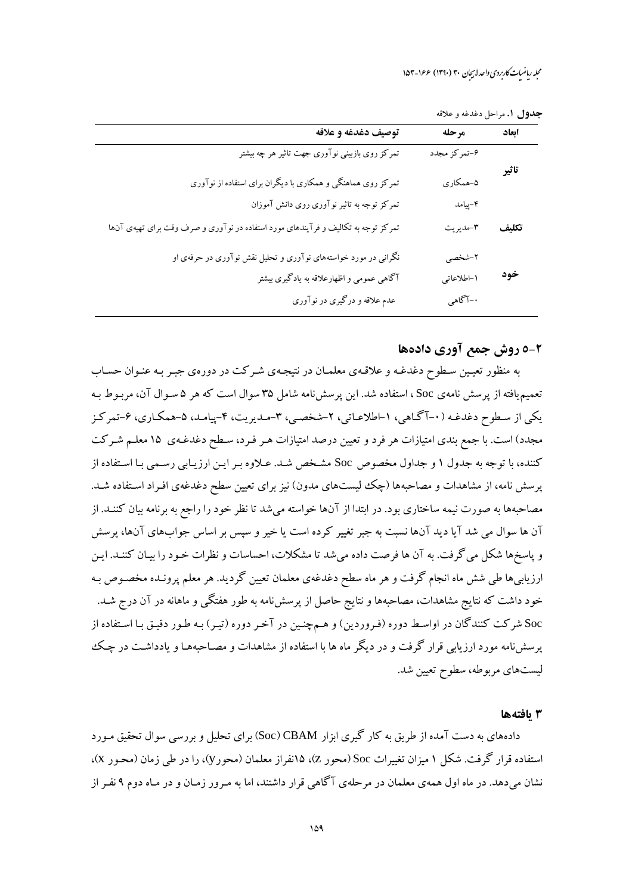**جدول ۱.** مراحل دغدغه و علاقه

| ابعاد | مرحله | توصیف دغدغه و علاقه |
|---|---|---|
| تاثیر | ۶-تمرکز مجدد | تمرکز روی بازبینی نوآوری جهت تاثیر هر چه بیشتر |
| | ۵-همکاری | تمرکز روی هماهنگی و همکاری با دیگران برای استفاده از نوآوری |
| | ۴-پیامد | تمرکز توجه به تاثیر نوآوری روی دانش آموزان |
| تکلیف | ۳-مدیریت | تمرکز توجه به تکالیف و فرآیندهای مورد استفاده در نوآوری و صرف وقت برای تهیه‌ی آن‌ها |
| خود | ۲-شخصی | نگرانی در مورد خواسته‌های نوآوری و تحلیل نقش نوآوری در حرفه‌ی او |
| | ۱-اطلاعاتی | آگاهی عمومی و اظهارعلاقه به یادگیری بیشتر |
| | ۰-آگاهی | عدم علاقه و درگیری در نوآوری |

## ۲-۵ روش جمع آوری داده‌ها

به منظور تعیین سطوح دغدغه و علاقه‌ی معلمان در نتیجه‌ی شرکت در دوره‌ی جبر به عنوان حساب تعمیم‌یافته از پرسش نامه‌ی Soc ، استفاده شد. این پرسش‌نامه شامل ۳۵ سوال است که هر ۵ سوال آن، مربوط به یکی از سطوح دغدغه (۰-آگاهی، ۱-اطلاعاتی، ۲-شخصی، ۳-مدیریت، ۴-پیامد، ۵-همکاری، ۶-تمرکز مجدد) است. با جمع بندی امتیازات هر فرد و تعیین درصد امتیازات هر فرد، سطح دغدغه‌ی ۱۵ معلم شرکت کننده، با توجه به جدول ۱ و جداول مخصوص Soc مشخص شد. علاوه بر این ارزیابی رسمی با استفاده از پرسش نامه، از مشاهدات و مصاحبه‌ها (چک لیست‌های مدون) نیز برای تعیین سطح دغدغه‌ی افراد استفاده شد. مصاحبه‌ها به صورت نیمه ساختاری بود. در ابتدا از آن‌ها خواسته می‌شد تا نظر خود را راجع به برنامه بیان کنند. از آن ها سوال می شد آیا دید آن‌ها نسبت به جبر تغییر کرده است یا خیر و سپس بر اساس جواب‌های آن‌ها، پرسش و پاسخ‌ها شکل می‌گرفت. به آن ها فرصت داده می‌شد تا مشکلات، احساسات و نظرات خود را بیان کنند. این ارزیابی‌ها طی شش ماه انجام گرفت و هر ماه سطح دغدغه‌ی معلمان تعیین گردید. هر معلم پرونده مخصوص به خود داشت که نتایج مشاهدات، مصاحبه‌ها و نتایج حاصل از پرسش‌نامه به طور هفتگی و ماهانه در آن درج شد. Soc شرکت کنندگان در اواسط دوره (فروردین) و همچنین در آخر دوره (تیر) به طور دقیق با استفاده از پرسش‌نامه مورد ارزیابی قرار گرفت و در دیگر ماه ها با استفاده از مشاهدات و مصاحبه‌ها و یادداشت در چک لیست‌های مربوطه، سطوح تعیین شد.

## ۳ یافته‌ها

داده‌های به دست آمده از طریق به کار گیری ابزار CBAM (Soc) برای تحلیل و بررسی سوال تحقیق مورد استفاده قرار گرفت. شکل ۱ میزان تغییرات Soc (محور z)، ۱۵نفراز معلمان (محوری)، را در طی زمان (محور x)، نشان می‌دهد. در ماه اول همه‌ی معلمان در مرحله‌ی آگاهی قرار داشتند، اما به مرور زمان و در ماه دوم ۹ نفر از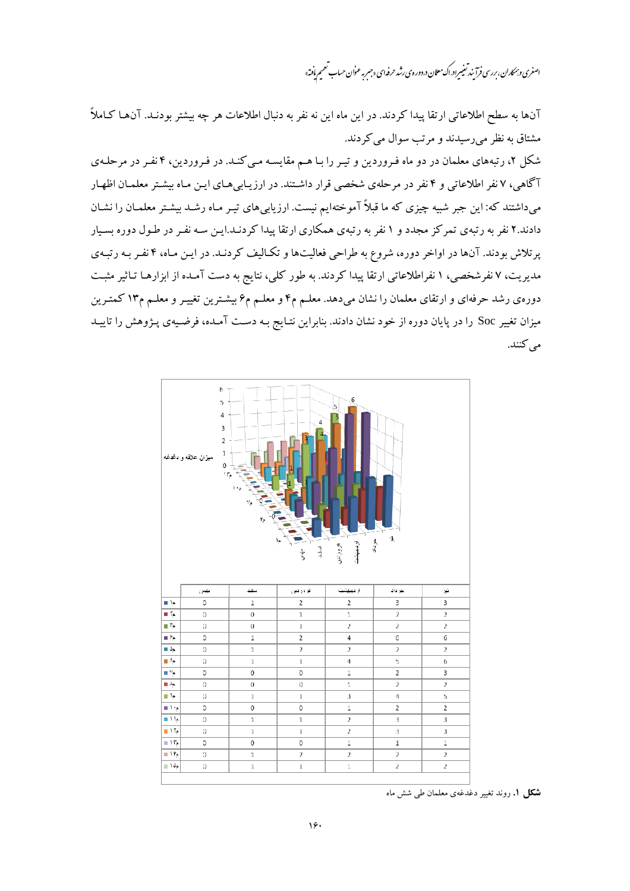آن‌ها به سطح اطلاعاتی ارتقا پیدا کردند. در این ماه این نه نفر به دنبال اطلاعات هر چه بیشتر بودنـد. آن‌هـا کـاملاً مشتاق به نظر می‌رسیدند و مرتب سوال می‌کردند.

شکل ۲، رتبه‌های معلمان در دو ماه فـروردین و تیـر را بـا هـم مقایسـه مـی‌کنـد. در فـروردین، ۴ نفـر در مرحلـه‌ی آگاهی، ۷ نفر اطلاعاتی و ۴ نفر در مرحله‌ی شخصی قرار داشـتند. در ارزیـابی‌هـای ایـن مـاه بیشـتر معلمـان اظهـار می‌داشتند که: این جبر شبیه چیزی که ما قبلاً آموخته‌ایم نیست. ارزیابی‌های تیـر مـاه رشـد بیشـتر معلمـان را نشـان دادند.۲ نفر به رتبه‌ی تمرکز مجدد و ۱ نفر به رتبه‌ی همکاری ارتقا پیدا کردنـد.ایـن سـه نفـر در طـول دوره بسـیار پرتلاش بودند. آن‌ها در اواخر دوره، شروع به طراحی فعالیت‌ها و تکـالیف کردنـد. در ایـن مـاه، ۴ نفـر بـه رتبـه‌ی مدیریت، ۷ نفرشخصی، ۱ نفراطلاعاتی ارتقا پیدا کردند. به طور کلی، نتایج به دست آمـده از ابزارهـا تـاثیر مثبـت دوره‌ی رشد حرفه‌ای و ارتقای معلمان را نشان می‌دهد. معلـم م۴ و معلـم م۶ بیشـترین تغییـر و معلـم م۱۳ کمتـرین میزان تغییر Soc را در پایان دوره از خود نشان دادند. بنابراین نتـایج بـه دسـت آمـده، فرضـیه‌ی پـژوهش را تاییـد می‌کنند.

| | بهمن | اسفند | فروردین | اردیبهشت | خرداد | تیر |
|---|---|---|---|---|---|---|
| م۱ | 0 | 1 | 2 | 2 | 3 | 3 |
| م۲ | 0 | 0 | 1 | 1 | 2 | 2 |
| م۳ | 0 | 0 | 1 | 2 | 2 | 2 |
| م۴ | 0 | 1 | 2 | 4 | 6 | 6 |
| م۵ | 0 | 1 | 2 | 2 | 2 | 2 |
| م۶ | 0 | 1 | 1 | 4 | 5 | 6 |
| م۷ | 0 | 0 | 0 | 1 | 2 | 3 |
| م۸ | 0 | 0 | 0 | 1 | 2 | 2 |
| م۹ | 0 | 1 | 1 | 3 | 4 | 5 |
| م۱۰ | 0 | 0 | 0 | 1 | 2 | 2 |
| م۱۱ | 0 | 1 | 1 | 2 | 3 | 3 |
| م۱۲ | 0 | 1 | 1 | 2 | 3 | 3 |
| م۱۳ | 0 | 0 | 0 | 1 | 1 | 1 |
| م۱۴ | 0 | 1 | 2 | 2 | 2 | 2 |
| م۱۵ | 0 | 1 | 1 | 1 | 2 | 2 |

**شکل ۱.** روند تغییر دغدغه‌ی معلمان طی شش ماه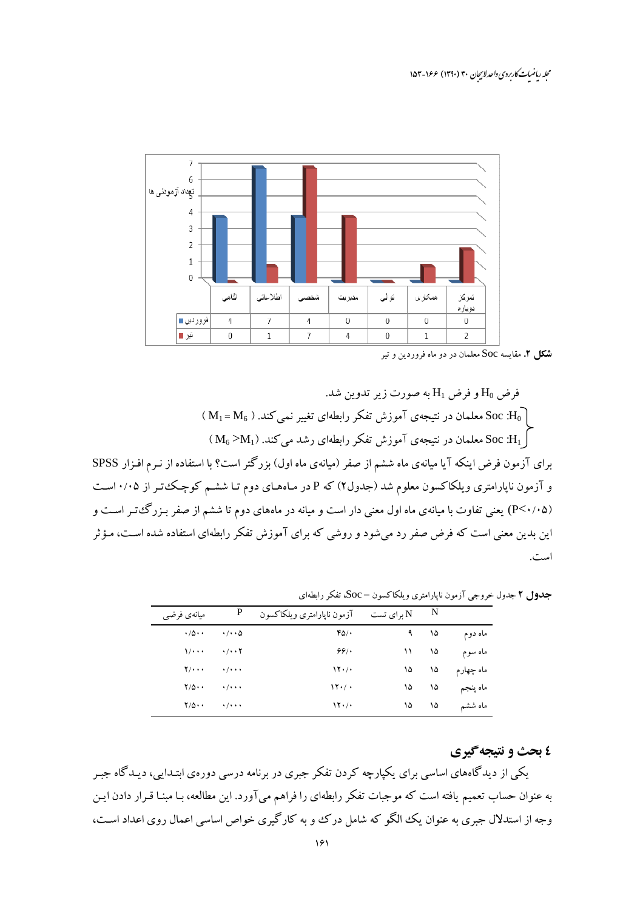| | آگاهی | اطلاعاتی | شخصی | مدیریت | توالی | همکاری | تمرکز دوباره |
|---|---|---|---|---|---|---|---|
| فروردین | ۴ | ۷ | ۴ | ۰ | ۰ | ۰ | ۰ |
| تیر | ۰ | ۱ | ۷ | ۴ | ۰ | ۱ | ۲ |

**شکل ۲.** مقایسه Soc معلمان در دو ماه فروردین و تیر

فرض $H_0$ و فرض $H_1$ به صورت زیر تدوین شد.

$H_0$: Soc معلمان در نتیجه‌ی آموزش تفکر رابطه‌ای تغییر نمی‌کند. ( $M_1 = M_6$ )

$H_1$: Soc معلمان در نتیجه‌ی آموزش تفکر رابطه‌ای رشد می‌کند. ( $M_6 > M_1$ )

برای آزمون فرض اینکه آیا میانه‌ی ماه ششم از صفر (میانه‌ی ماه اول) بزرگتر است؟ با استفاده از نرم افزار SPSS و آزمون ناپارامتری ویلکاکسون معلوم شد (جدول۲) که P در ماه‌های دوم تا ششم کوچک‌تر از ۰/۰۵ است ($P<0.05$) یعنی تفاوت با میانه‌ی ماه اول معنی دار است و میانه در ماه‌های دوم تا ششم از صفر بزرگ‌تر است و این بدین معنی است که فرض صفر رد می‌شود و روشی که برای آموزش تفکر رابطه‌ای استفاده شده است، مؤثر است.

**جدول ۲** جدول خروجی آزمون ناپارامتری ویلکاکسون – Soc، تفکر رابطه‌ای

| | N | N برای تست | آزمون ناپارامتری ویلکاکسون | P | میانه‌ی فرضی |
|---|---|---|---|---|---|
| ماه دوم | ۱۵ | ۹ | ۴۵/۰ | ۰/۰۰۵ | ۰/۵۰۰ |
| ماه سوم | ۱۵ | ۱۱ | ۶۶/۰ | ۰/۰۰۲ | ۱/۰۰۰ |
| ماه چهارم | ۱۵ | ۱۵ | ۱۲۰/۰ | ۰/۰۰۰ | ۲/۰۰۰ |
| ماه پنجم | ۱۵ | ۱۵ | ۱۲۰/۰ | ۰/۰۰۰ | ۲/۵۰۰ |
| ماه ششم | ۱۵ | ۱۵ | ۱۲۰/۰ | ۰/۰۰۰ | ۲/۵۰۰ |

## ٤ بحث و نتیجه‌گیری

یکی از دیدگاه‌های اساسی برای یکپارچه کردن تفکر جبری در برنامه درسی دوره‌ی ابتدایی، دیدگاه جبر به عنوان حساب تعمیم یافته است که موجبات تفکر رابطه‌ای را فراهم می‌آورد. این مطالعه، با مبنا قرار دادن این وجه از استدلال جبری به عنوان یک الگو که شامل درک و به کارگیری خواص اساسی اعمال روی اعداد است،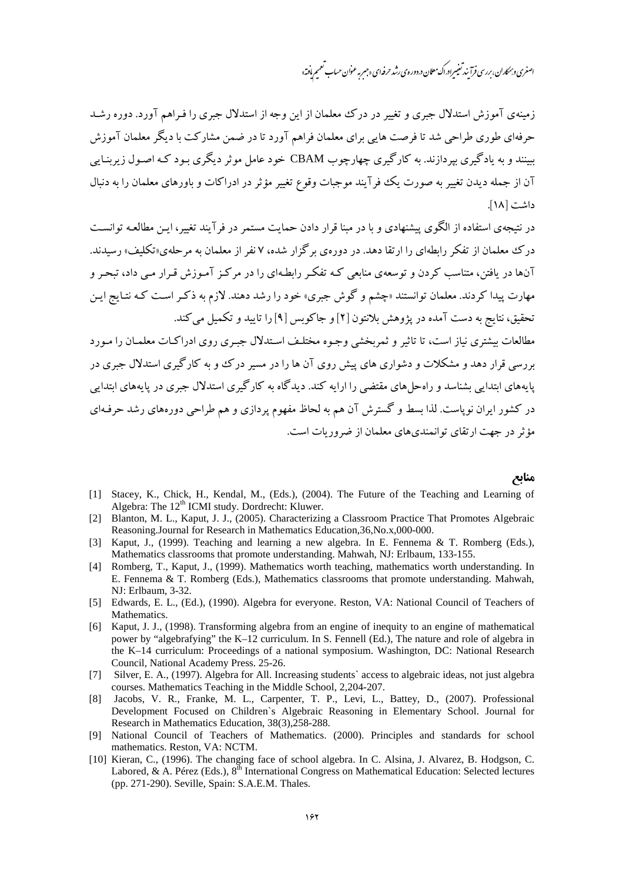زمینه‌ی آموزش استدلال جبری و تغییر در درک معلمان از این وجه از استدلال جبری را فراهم آورد. دوره رشد حرفه‌ای طوری طراحی شد تا فرصت هایی برای معلمان فراهم آورد تا در ضمن مشارکت با دیگر معلمان آموزش ببینند و به یادگیری بپردازند. به کارگیری چهارچوب CBAM خود عامل موثر دیگری بود که اصول زیربنایی آن از جمله دیدن تغییر به صورت یک فرآیند موجبات وقوع تغییر مؤثر در ادراکات و باورهای معلمان را به دنبال داشت [۱۸].

در نتیجه‌ی استفاده از الگوی پیشنهادی و با در مبنا قرار دادن حمایت مستمر در فرآیند تغییر، این مطالعه توانست درک معلمان از تفکر رابطه‌ای را ارتقا دهد. در دوره‌ی برگزار شده، ۷ نفر از معلمان به مرحله‌ی«تکلیف» رسیدند. آن‌ها در یافتن، متناسب کردن و توسعه‌ی منابعی که تفکر رابطه‌ای را در مرکز آموزش قرار می داد، تبحر و مهارت پیدا کردند. معلمان توانستند «چشم و گوش جبری» خود را رشد دهند. لازم به ذکر است که نتایج این تحقیق، نتایج به دست آمده در پژوهش بلانتون [۲] و جاکوبس [۹] را تایید و تکمیل می کند.

مطالعات بیشتری نیاز است، تا تاثیر و ثمربخشی وجوه مختلف استدلال جبری روی ادراکات معلمان را مورد بررسی قرار دهد و مشکلات و دشواری های پیش روی آن ها را در مسیر درک و به کارگیری استدلال جبری در پایه‌های ابتدایی بشناسد و راه‌حل‌های مقتضی را ارایه کند. دیدگاه به کارگیری استدلال جبری در پایه‌های ابتدایی در کشور ایران نوپاست. لذا بسط و گسترش آن هم به لحاظ مفهوم پردازی و هم طراحی دوره‌های رشد حرفه‌ای مؤثر در جهت ارتقای توانمندی‌های معلمان از ضروریات است.

## منابع

[1] Stacey, K., Chick, H., Kendal, M., (Eds.), (2004). The Future of the Teaching and Learning of Algebra: The 12th ICMI study. Dordrecht: Kluwer.

[2] Blanton, M. L., Kaput, J. J., (2005). Characterizing a Classroom Practice That Promotes Algebraic Reasoning.Journal for Research in Mathematics Education,36,No.x,000-000.

[3] Kaput, J., (1999). Teaching and learning a new algebra. In E. Fennema & T. Romberg (Eds.), Mathematics classrooms that promote understanding. Mahwah, NJ: Erlbaum, 133-155.

[4] Romberg, T., Kaput, J., (1999). Mathematics worth teaching, mathematics worth understanding. In E. Fennema & T. Romberg (Eds.), Mathematics classrooms that promote understanding. Mahwah, NJ: Erlbaum, 3-32.

[5] Edwards, E. L., (Ed.), (1990). Algebra for everyone. Reston, VA: National Council of Teachers of Mathematics.

[6] Kaput, J. J., (1998). Transforming algebra from an engine of inequity to an engine of mathematical power by "algebrafying" the K–12 curriculum. In S. Fennell (Ed.), The nature and role of algebra in the K–14 curriculum: Proceedings of a national symposium. Washington, DC: National Research Council, National Academy Press. 25-26.

[7] Silver, E. A., (1997). Algebra for All. Increasing students` access to algebraic ideas, not just algebra courses. Mathematics Teaching in the Middle School, 2,204-207.

[8] Jacobs, V. R., Franke, M. L., Carpenter, T. P., Levi, L., Battey, D., (2007). Professional Development Focused on Children`s Algebraic Reasoning in Elementary School. Journal for Research in Mathematics Education, 38(3),258-288.

[9] National Council of Teachers of Mathematics. (2000). Principles and standards for school mathematics. Reston, VA: NCTM.

[10] Kieran, C., (1996). The changing face of school algebra. In C. Alsina, J. Alvarez, B. Hodgson, C. Labored, & A. Pérez (Eds.), 8th International Congress on Mathematical Education: Selected lectures (pp. 271-290). Seville, Spain: S.A.E.M. Thales.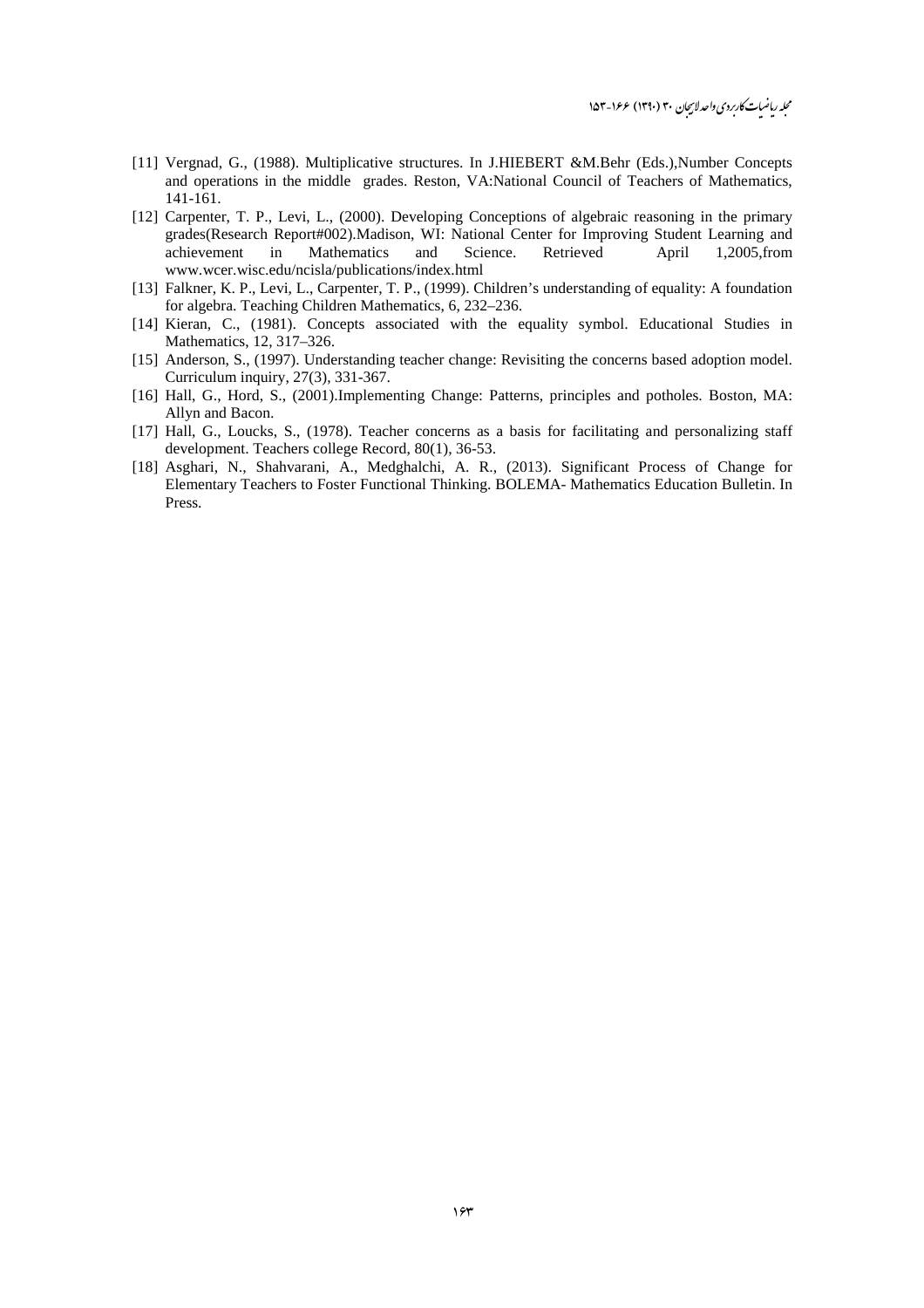[11] Vergnad, G., (1988). Multiplicative structures. In J.HIEBERT &M.Behr (Eds.),Number Concepts and operations in the middle grades. Reston, VA:National Council of Teachers of Mathematics, 141-161.

[12] Carpenter, T. P., Levi, L., (2000). Developing Conceptions of algebraic reasoning in the primary grades(Research Report#002).Madison, WI: National Center for Improving Student Learning and achievement in Mathematics and Science. Retrieved April 1,2005,from www.wcer.wisc.edu/ncisla/publications/index.html

[13] Falkner, K. P., Levi, L., Carpenter, T. P., (1999). Children's understanding of equality: A foundation for algebra. Teaching Children Mathematics, 6, 232–236.

[14] Kieran, C., (1981). Concepts associated with the equality symbol. Educational Studies in Mathematics, 12, 317–326.

[15] Anderson, S., (1997). Understanding teacher change: Revisiting the concerns based adoption model. Curriculum inquiry, 27(3), 331-367.

[16] Hall, G., Hord, S., (2001).Implementing Change: Patterns, principles and potholes. Boston, MA: Allyn and Bacon.

[17] Hall, G., Loucks, S., (1978). Teacher concerns as a basis for facilitating and personalizing staff development. Teachers college Record, 80(1), 36-53.

[18] Asghari, N., Shahvarani, A., Medghalchi, A. R., (2013). Significant Process of Change for Elementary Teachers to Foster Functional Thinking. BOLEMA- Mathematics Education Bulletin. In Press.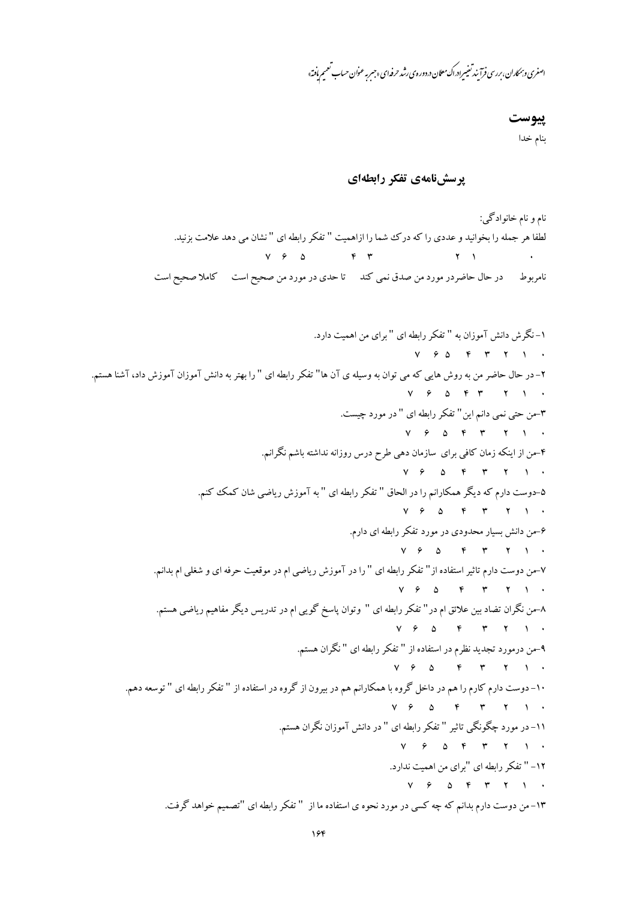## پیوست

بنام خدا

### پرسش‌نامه‌ی تفکر رابطه‌ای

نام و نام خانوادگی:

لطفا هر جمله را بخوانید و عددی را که درک شما را ازاهمیت " تفکر رابطه ای " نشان می دهد علامت بزنید.

۷ ۶ ۵ &nbsp;&nbsp;&nbsp; ۴ ۳ &nbsp;&nbsp;&nbsp; ۲ ۱ &nbsp;&nbsp;&nbsp; ۰

نامربوط &nbsp;&nbsp; در حال حاضردر مورد من صدق نمی کند &nbsp;&nbsp; تا حدی در مورد من صحیح است &nbsp;&nbsp; کاملا صحیح است

۱- نگرش دانش آموزان به " تفکر رابطه ای " برای من اهمیت دارد.

۷ ۶ ۵ ۴ ۳ ۲ ۱ ۰

۲- در حال حاضر من به روش هایی که می توان به وسیله ی آن ها" تفکر رابطه ای " را بهتر به دانش آموزان آموزش داد، آشنا هستم.

۷ ۶ ۵ ۴ ۳ ۲ ۱ ۰

۳-من حتی نمی دانم این" تفکر رابطه ای " در مورد چیست.

۷ ۶ ۵ ۴ ۳ ۲ ۱ ۰

۴-من از اینکه زمان کافی برای سازمان دهی طرح درس روزانه نداشته باشم نگرانم.

۷ ۶ ۵ ۴ ۳ ۲ ۱ ۰

۵-دوست دارم که دیگر همکارانم را در الحاق " تفکر رابطه ای " به آموزش ریاضی شان کمک کنم.

۷ ۶ ۵ ۴ ۳ ۲ ۱ ۰

۶-من دانش بسیار محدودی در مورد تفکر رابطه ای دارم.

۷ ۶ ۵ ۴ ۳ ۲ ۱ ۰

۷-من دوست دارم تاثیر استفاده از" تفکر رابطه ای " را در آموزش ریاضی ام در موقعیت حرفه ای و شغلی ام بدانم.

۷ ۶ ۵ ۴ ۳ ۲ ۱ ۰

۸-من نگران تضاد بین علائق ام در" تفکر رابطه ای " وتوان پاسخ گویی ام در تدریس دیگر مفاهیم ریاضی هستم.

۷ ۶ ۵ ۴ ۳ ۲ ۱ ۰

۹-من درمورد تجدید نظرم در استفاده از " تفکر رابطه ای " نگران هستم.

۷ ۶ ۵ ۴ ۳ ۲ ۱ ۰

۱۰- دوست دارم کارم را هم در داخل گروه با همکارانم هم در بیرون از گروه در استفاده از " تفکر رابطه ای " توسعه دهم.

۷ ۶ ۵ ۴ ۳ ۲ ۱ ۰

۱۱- در مورد چگونگی تاثیر " تفکر رابطه ای " در دانش آموزان نگران هستم.

۷ ۶ ۵ ۴ ۳ ۲ ۱ ۰

۱۲- " تفکر رابطه ای "برای من اهمیت ندارد.

۷ ۶ ۵ ۴ ۳ ۲ ۱ ۰

۱۳- من دوست دارم بدانم که چه کسی در مورد نحوه ی استفاده ما از " تفکر رابطه ای "تصمیم خواهد گرفت.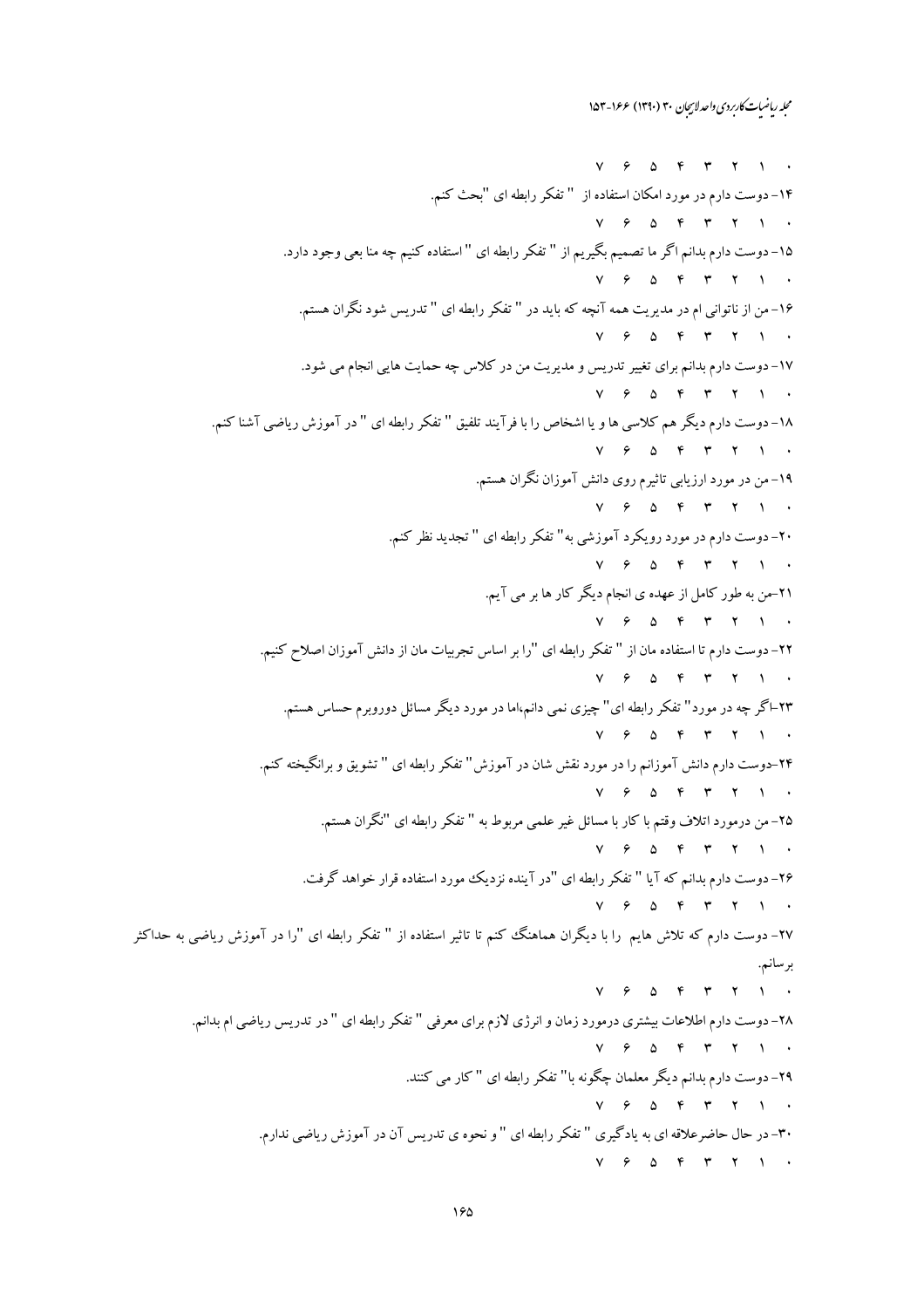۰ ۱ ۲ ۳ ۴ ۵ ۶ ۷

۱۴- دوست دارم در مورد امکان استفاده از " تفکر رابطه ای "بحث کنم.

۰ ۱ ۲ ۳ ۴ ۵ ۶ ۷

۱۵- دوست دارم بدانم اگر ما تصمیم بگیریم از " تفکر رابطه ای " استفاده کنیم چه منا بعی وجود دارد.

۰ ۱ ۲ ۳ ۴ ۵ ۶ ۷

۱۶- من از ناتوانی ام در مدیریت همه آنچه که باید در " تفکر رابطه ای " تدریس شود نگران هستم.

۰ ۱ ۲ ۳ ۴ ۵ ۶ ۷

۱۷- دوست دارم بدانم برای تغییر تدریس و مدیریت من در کلاس چه حمایت هایی انجام می شود.

۰ ۱ ۲ ۳ ۴ ۵ ۶ ۷

۱۸- دوست دارم دیگر هم کلاسی ها و یا اشخاص را با فرآیند تلفیق " تفکر رابطه ای " در آموزش ریاضی آشنا کنم.

۰ ۱ ۲ ۳ ۴ ۵ ۶ ۷

۱۹- من در مورد ارزیابی تاثیرم روی دانش آموزان نگران هستم.

۰ ۱ ۲ ۳ ۴ ۵ ۶ ۷

۲۰- دوست دارم در مورد رویکرد آموزشی به" تفکر رابطه ای " تجدید نظر کنم.

۰ ۱ ۲ ۳ ۴ ۵ ۶ ۷

۲۱-من به طور کامل از عهده ی انجام دیگر کار ها بر می آیم.

۰ ۱ ۲ ۳ ۴ ۵ ۶ ۷

۲۲- دوست دارم تا استفاده مان از " تفکر رابطه ای "را بر اساس تجربیات مان از دانش آموزان اصلاح کنیم.

۰ ۱ ۲ ۳ ۴ ۵ ۶ ۷

۲۳-اگر چه در مورد" تفکر رابطه ای" چیزی نمی دانم،اما در مورد دیگر مسائل دوروبرم حساس هستم.

۰ ۱ ۲ ۳ ۴ ۵ ۶ ۷

۲۴-دوست دارم دانش آموزانم را در مورد نقش شان در آموزش" تفکر رابطه ای " تشویق و برانگیخته کنم.

۰ ۱ ۲ ۳ ۴ ۵ ۶ ۷

۲۵- من درمورد اتلاف وقتم با کار با مسائل غیر علمی مربوط به " تفکر رابطه ای "نگران هستم.

۰ ۱ ۲ ۳ ۴ ۵ ۶ ۷

۲۶- دوست دارم بدانم که آیا " تفکر رابطه ای "در آینده نزدیک مورد استفاده قرار خواهد گرفت.

۰ ۱ ۲ ۳ ۴ ۵ ۶ ۷

۲۷- دوست دارم که تلاش هایم را با دیگران هماهنگ کنم تا تاثیر استفاده از " تفکر رابطه ای "را در آموزش ریاضی به حداکثر برسانم.

۰ ۱ ۲ ۳ ۴ ۵ ۶ ۷

۲۸- دوست دارم اطلاعات بیشتری درمورد زمان و انرژی لازم برای معرفی " تفکر رابطه ای " در تدریس ریاضی ام بدانم.

۰ ۱ ۲ ۳ ۴ ۵ ۶ ۷

۲۹- دوست دارم بدانم دیگر معلمان چگونه با" تفکر رابطه ای " کار می کنند.

۰ ۱ ۲ ۳ ۴ ۵ ۶ ۷

۳۰- در حال حاضرعلاقه ای به یادگیری " تفکر رابطه ای " و نحوه ی تدریس آن در آموزش ریاضی ندارم.

۰ ۱ ۲ ۳ ۴ ۵ ۶ ۷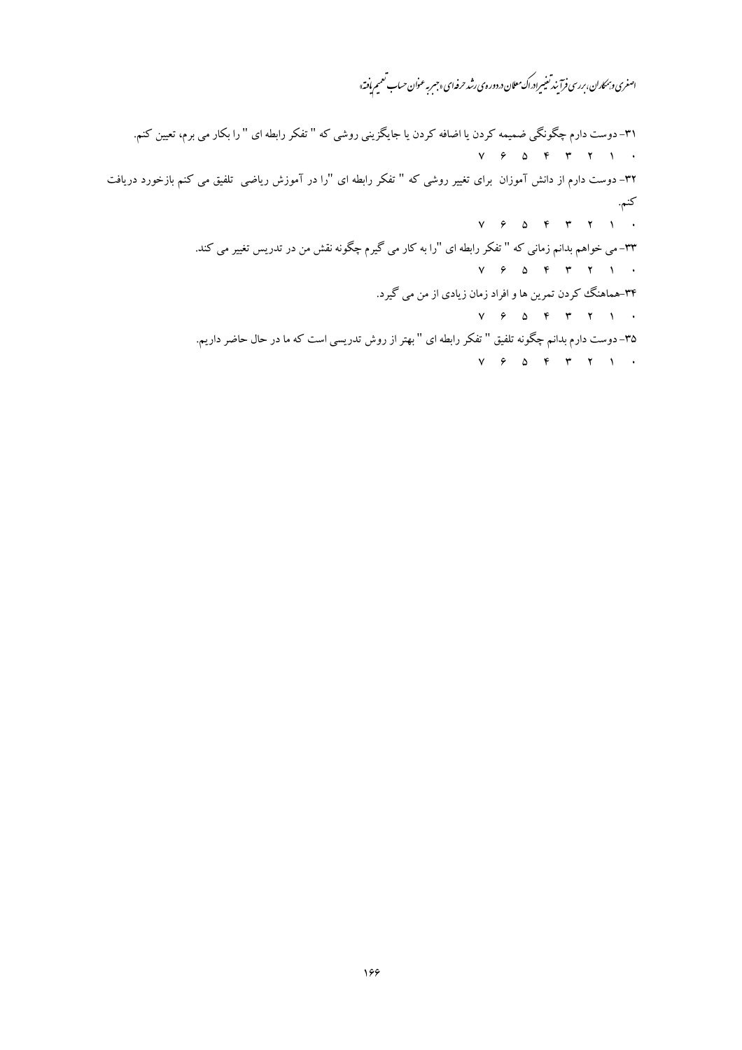۳۱- دوست دارم چگونگی ضمیمه کردن یا اضافه کردن یا جایگزینی روشی که " تفکر رابطه ای " را بکار می برم، تعیین کنم.

۷ ۶ ۵ ۴ ۳ ۲ ۱ ۰

۳۲- دوست دارم از دانش آموزان برای تغییر روشی که " تفکر رابطه ای "را در آموزش ریاضی تلفیق می کنم بازخورد دریافت کنم.

۷ ۶ ۵ ۴ ۳ ۲ ۱ ۰

۳۳- می خواهم بدانم زمانی که " تفکر رابطه ای "را به کار می گیرم چگونه نقش من در تدریس تغییر می کند.

۷ ۶ ۵ ۴ ۳ ۲ ۱ ۰

۳۴-هماهنگ کردن تمرین ها و افراد زمان زیادی از من می گیرد.

۷ ۶ ۵ ۴ ۳ ۲ ۱ ۰

۳۵- دوست دارم بدانم چگونه تلفیق " تفکر رابطه ای " بهتر از روش تدریسی است که ما در حال حاضر داریم.

۷ ۶ ۵ ۴ ۳ ۲ ۱ ۰